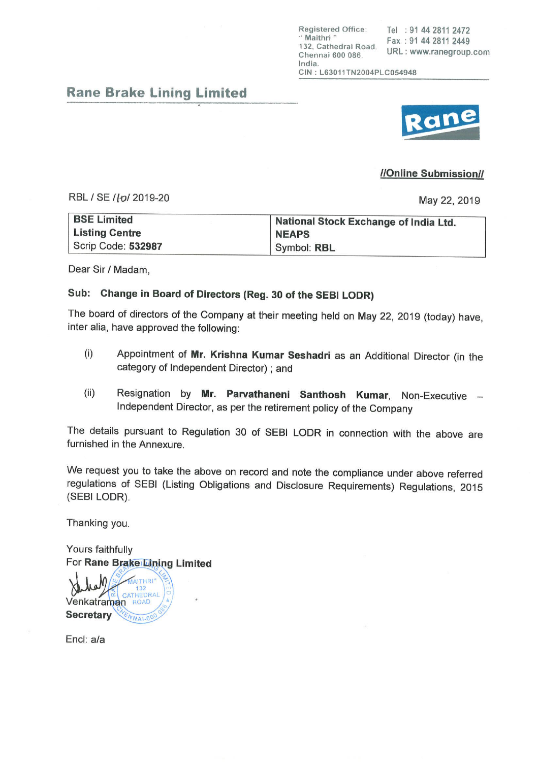Registered Office:
" Maithri "
132, Cathedral Road,
Chennai 600 086.
India.
CIN : L63011TN2004PLC054948

Tel : 91 44 2811 2472
Fax : 91 44 2811 2449
URL : www.ranegroup.com

## Rane Brake Lining Limited

**//Online Submission//**

RBL / SE /10/ 2019-20

May 22, 2019

| **BSE Limited** **Listing Centre** Scrip Code: **532987** | **National Stock Exchange of India Ltd.** **NEAPS** Symbol: **RBL** |
|---|---|

Dear Sir / Madam,

**Sub: Change in Board of Directors (Reg. 30 of the SEBI LODR)**

The board of directors of the Company at their meeting held on May 22, 2019 (today) have, inter alia, have approved the following:

(i) Appointment of **Mr. Krishna Kumar Seshadri** as an Additional Director (in the category of Independent Director) ; and

(ii) Resignation by **Mr. Parvathaneni Santhosh Kumar**, Non-Executive – Independent Director, as per the retirement policy of the Company

The details pursuant to Regulation 30 of SEBI LODR in connection with the above are furnished in the Annexure.

We request you to take the above on record and note the compliance under above referred regulations of SEBI (Listing Obligations and Disclosure Requirements) Regulations, 2015 (SEBI LODR).

Thanking you.

Yours faithfully
For **Rane Brake Lining Limited**

Venkatraman
**Secretary**

Encl: a/a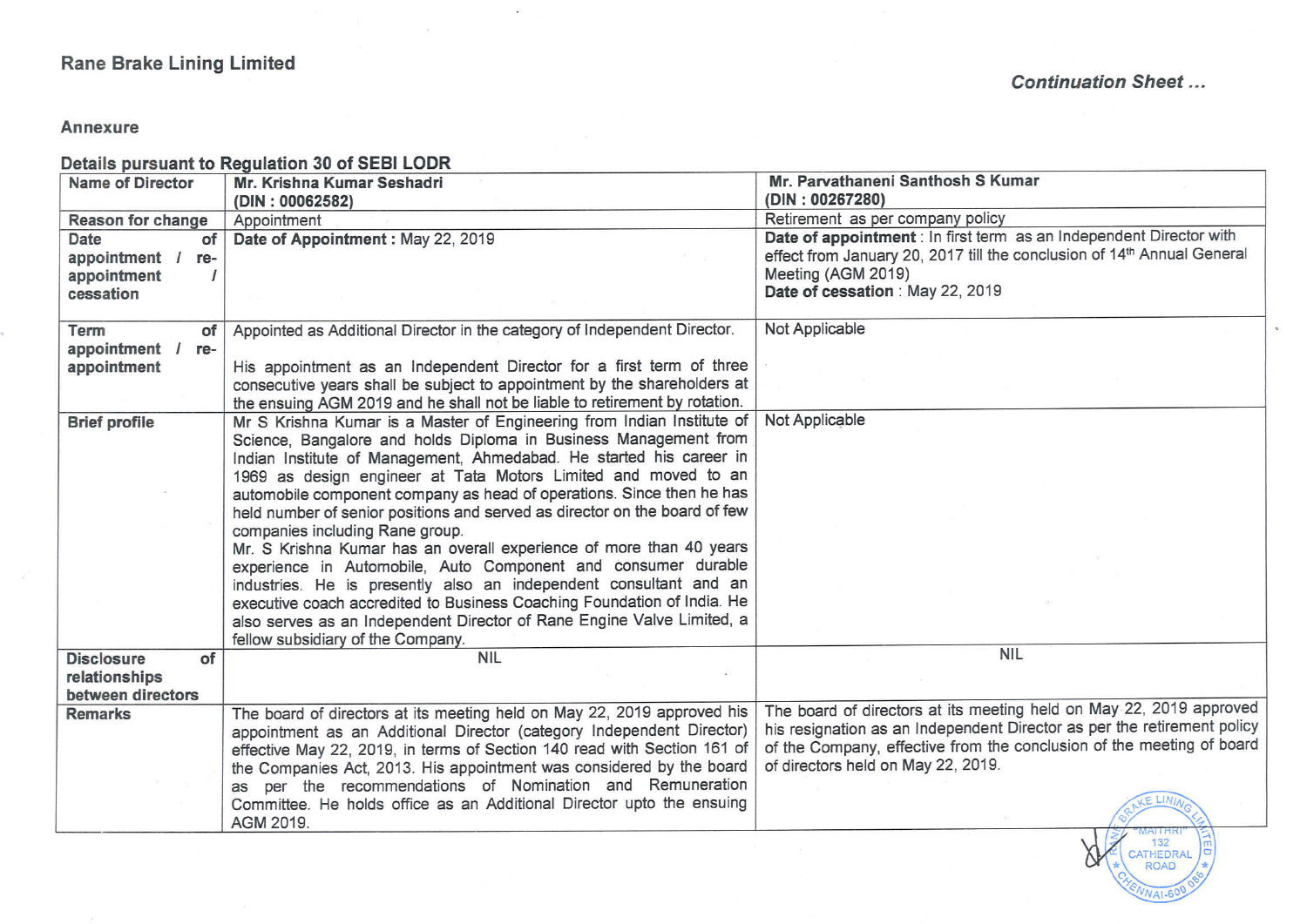Rane Brake Lining Limited

*Continuation Sheet ...*

**Annexure**

**Details pursuant to Regulation 30 of SEBI LODR**

| Name of Director | Mr. Krishna Kumar Seshadri (DIN : 00062582) | Mr. Parvathaneni Santhosh S Kumar (DIN : 00267280) |
|---|---|---|
| **Reason for change** | Appointment | Retirement as per company policy |
| **Date of appointment / re-appointment / cessation** | **Date of Appointment :** May 22, 2019 | **Date of appointment** : In first term as an Independent Director with effect from January 20, 2017 till the conclusion of 14th Annual General Meeting (AGM 2019)<br>**Date of cessation** : May 22, 2019 |
| **Term of appointment / re-appointment** | Appointed as Additional Director in the category of Independent Director.<br><br>His appointment as an Independent Director for a first term of three consecutive years shall be subject to appointment by the shareholders at the ensuing AGM 2019 and he shall not be liable to retirement by rotation. | Not Applicable |
| **Brief profile** | Mr S Krishna Kumar is a Master of Engineering from Indian Institute of Science, Bangalore and holds Diploma in Business Management from Indian Institute of Management, Ahmedabad. He started his career in 1969 as design engineer at Tata Motors Limited and moved to an automobile component company as head of operations. Since then he has held number of senior positions and served as director on the board of few companies including Rane group.<br>Mr. S Krishna Kumar has an overall experience of more than 40 years experience in Automobile, Auto Component and consumer durable industries. He is presently also an independent consultant and an executive coach accredited to Business Coaching Foundation of India. He also serves as an Independent Director of Rane Engine Valve Limited, a fellow subsidiary of the Company. | Not Applicable |
| **Disclosure of relationships between directors** | NIL | NIL |
| **Remarks** | The board of directors at its meeting held on May 22, 2019 approved his appointment as an Additional Director (category Independent Director) effective May 22, 2019, in terms of Section 140 read with Section 161 of the Companies Act, 2013. His appointment was considered by the board as per the recommendations of Nomination and Remuneration Committee. He holds office as an Additional Director upto the ensuing AGM 2019. | The board of directors at its meeting held on May 22, 2019 approved his resignation as an Independent Director as per the retirement policy of the Company, effective from the conclusion of the meeting of board of directors held on May 22, 2019. |

RANE BRAKE LINING LIMITED "MAITHRI" 132 CATHEDRAL ROAD CHENNAI-600 086